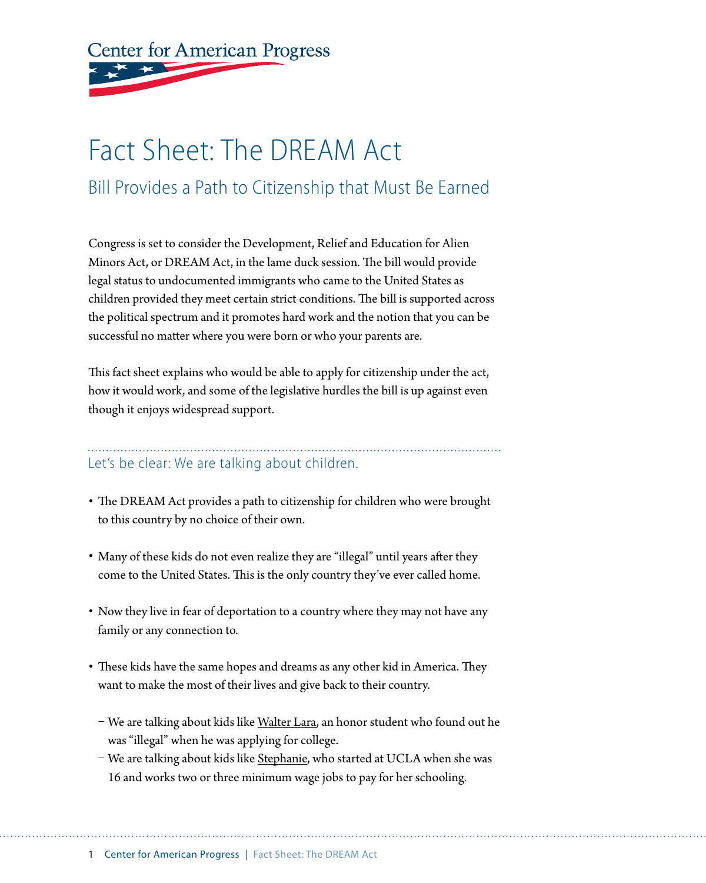Center for American Progress

# Fact Sheet: The DREAM Act

## Bill Provides a Path to Citizenship that Must Be Earned

Congress is set to consider the Development, Relief and Education for Alien Minors Act, or DREAM Act, in the lame duck session. The bill would provide legal status to undocumented immigrants who came to the United States as children provided they meet certain strict conditions. The bill is supported across the political spectrum and it promotes hard work and the notion that you can be successful no matter where you were born or who your parents are.

This fact sheet explains who would be able to apply for citizenship under the act, how it would work, and some of the legislative hurdles the bill is up against even though it enjoys widespread support.

### Let's be clear: We are talking about children.

- The DREAM Act provides a path to citizenship for children who were brought to this country by no choice of their own.
- Many of these kids do not even realize they are "illegal" until years after they come to the United States. This is the only country they've ever called home.
- Now they live in fear of deportation to a country where they may not have any family or any connection to.
- These kids have the same hopes and dreams as any other kid in America. They want to make the most of their lives and give back to their country.
  - We are talking about kids like Walter Lara, an honor student who found out he was "illegal" when he was applying for college.
  - We are talking about kids like Stephanie, who started at UCLA when she was 16 and works two or three minimum wage jobs to pay for her schooling.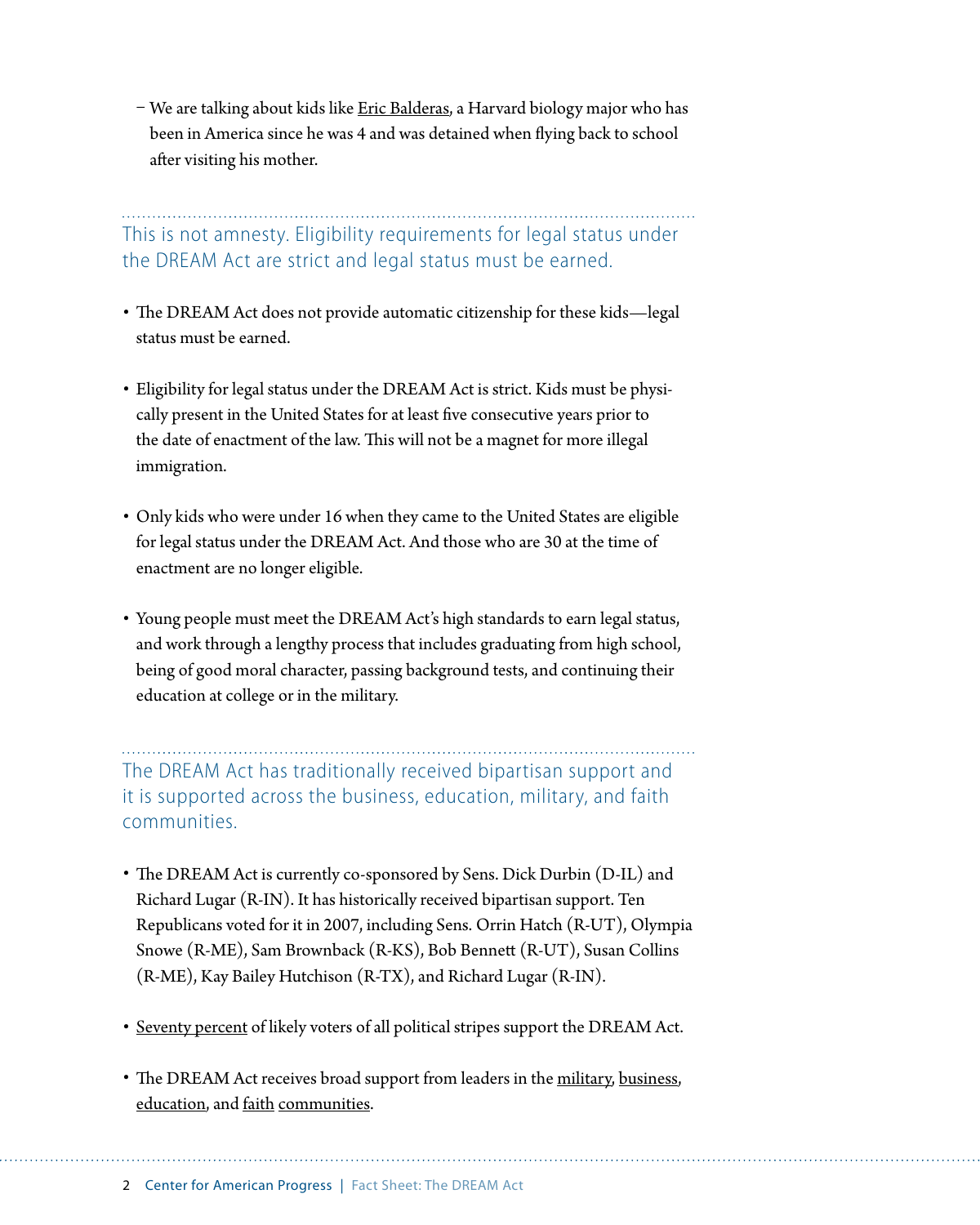- We are talking about kids like Eric Balderas, a Harvard biology major who has been in America since he was 4 and was detained when flying back to school after visiting his mother.

## This is not amnesty. Eligibility requirements for legal status under the DREAM Act are strict and legal status must be earned.

- The DREAM Act does not provide automatic citizenship for these kids—legal status must be earned.
- Eligibility for legal status under the DREAM Act is strict. Kids must be physically present in the United States for at least five consecutive years prior to the date of enactment of the law. This will not be a magnet for more illegal immigration.
- Only kids who were under 16 when they came to the United States are eligible for legal status under the DREAM Act. And those who are 30 at the time of enactment are no longer eligible.
- Young people must meet the DREAM Act's high standards to earn legal status, and work through a lengthy process that includes graduating from high school, being of good moral character, passing background tests, and continuing their education at college or in the military.

## The DREAM Act has traditionally received bipartisan support and it is supported across the business, education, military, and faith communities.

- The DREAM Act is currently co-sponsored by Sens. Dick Durbin (D-IL) and Richard Lugar (R-IN). It has historically received bipartisan support. Ten Republicans voted for it in 2007, including Sens. Orrin Hatch (R-UT), Olympia Snowe (R-ME), Sam Brownback (R-KS), Bob Bennett (R-UT), Susan Collins (R-ME), Kay Bailey Hutchison (R-TX), and Richard Lugar (R-IN).
- Seventy percent of likely voters of all political stripes support the DREAM Act.
- The DREAM Act receives broad support from leaders in the military, business, education, and faith communities.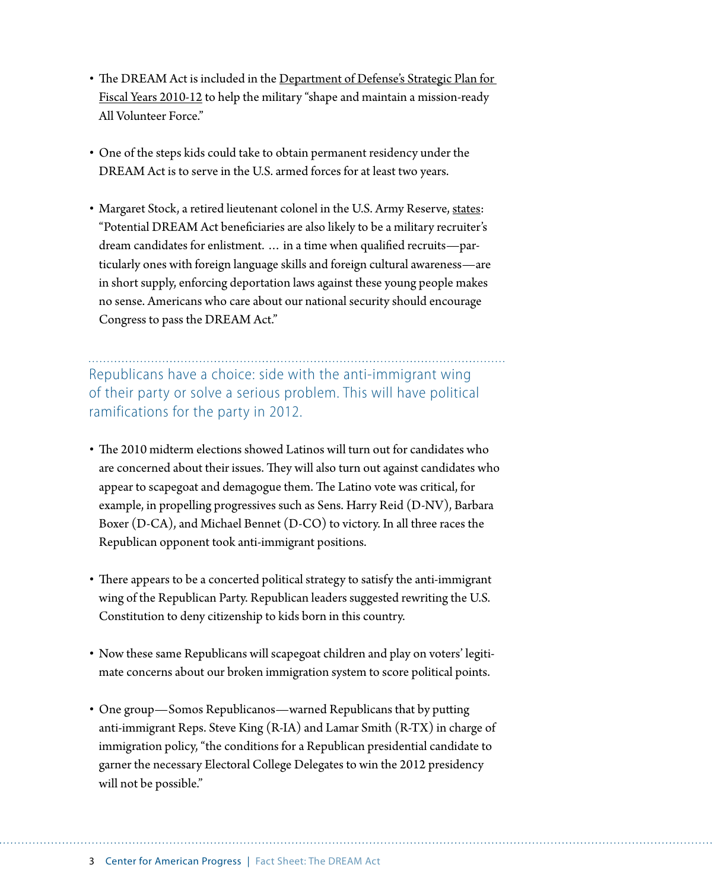- The DREAM Act is included in the Department of Defense's Strategic Plan for Fiscal Years 2010-12 to help the military "shape and maintain a mission-ready All Volunteer Force."

- One of the steps kids could take to obtain permanent residency under the DREAM Act is to serve in the U.S. armed forces for at least two years.

- Margaret Stock, a retired lieutenant colonel in the U.S. Army Reserve, states: "Potential DREAM Act beneficiaries are also likely to be a military recruiter's dream candidates for enlistment. … in a time when qualified recruits—particularly ones with foreign language skills and foreign cultural awareness—are in short supply, enforcing deportation laws against these young people makes no sense. Americans who care about our national security should encourage Congress to pass the DREAM Act."

## Republicans have a choice: side with the anti-immigrant wing of their party or solve a serious problem. This will have political ramifications for the party in 2012.

- The 2010 midterm elections showed Latinos will turn out for candidates who are concerned about their issues. They will also turn out against candidates who appear to scapegoat and demagogue them. The Latino vote was critical, for example, in propelling progressives such as Sens. Harry Reid (D-NV), Barbara Boxer (D-CA), and Michael Bennet (D-CO) to victory. In all three races the Republican opponent took anti-immigrant positions.

- There appears to be a concerted political strategy to satisfy the anti-immigrant wing of the Republican Party. Republican leaders suggested rewriting the U.S. Constitution to deny citizenship to kids born in this country.

- Now these same Republicans will scapegoat children and play on voters' legitimate concerns about our broken immigration system to score political points.

- One group—Somos Republicanos—warned Republicans that by putting anti-immigrant Reps. Steve King (R-IA) and Lamar Smith (R-TX) in charge of immigration policy, "the conditions for a Republican presidential candidate to garner the necessary Electoral College Delegates to win the 2012 presidency will not be possible."